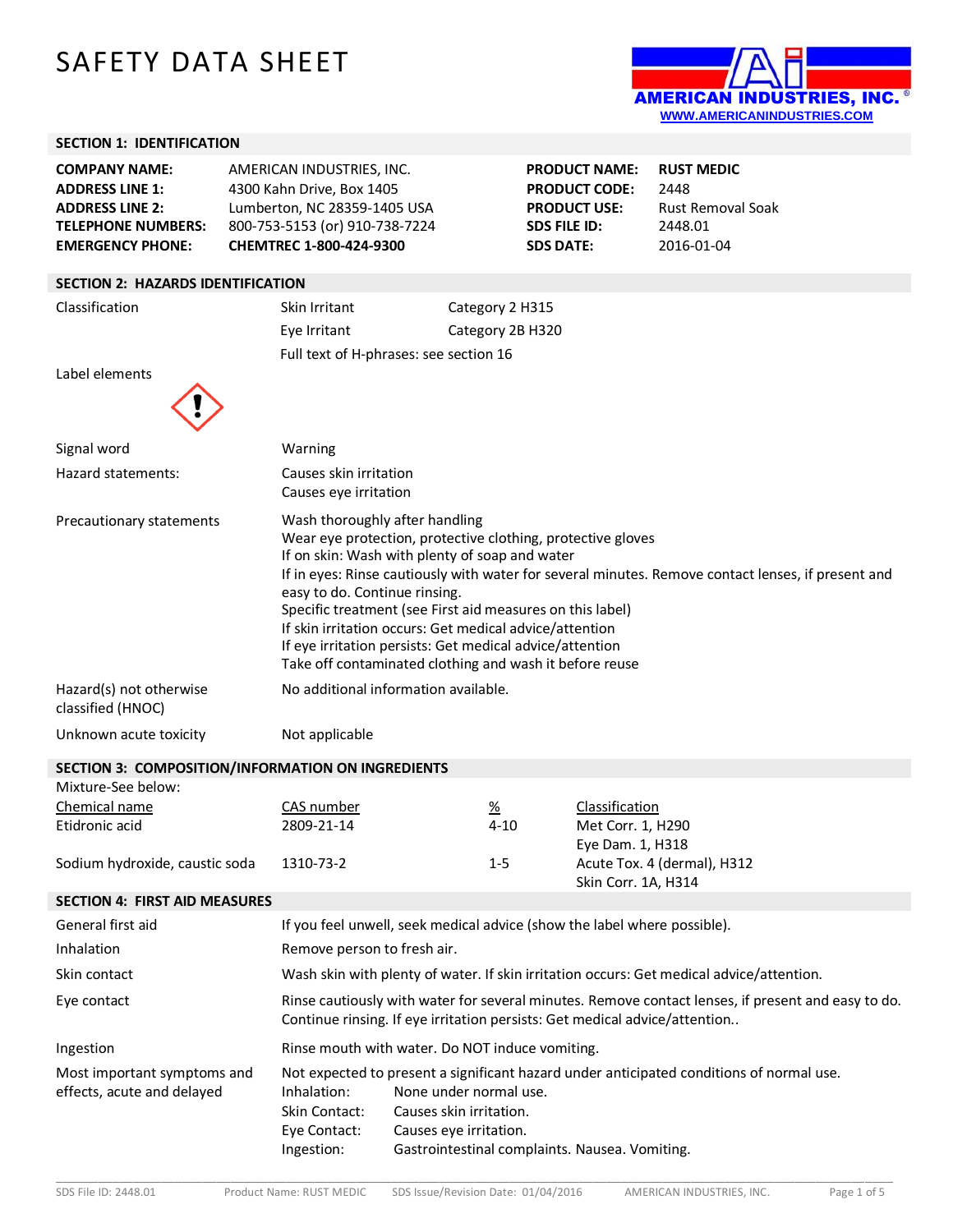# SAFETY DATA SHEET

AMERICAN INDUSTRIES, INC.
WWW.AMERICANINDUSTRIES.COM

## SECTION 1: IDENTIFICATION

| | | | |
|---|---|---|---|
| **COMPANY NAME:** | AMERICAN INDUSTRIES, INC. | **PRODUCT NAME:** | **RUST MEDIC** |
| **ADDRESS LINE 1:** | 4300 Kahn Drive, Box 1405 | **PRODUCT CODE:** | 2448 |
| **ADDRESS LINE 2:** | Lumberton, NC 28359-1405 USA | **PRODUCT USE:** | Rust Removal Soak |
| **TELEPHONE NUMBERS:** | 800-753-5153 (or) 910-738-7224 | **SDS FILE ID:** | 2448.01 |
| **EMERGENCY PHONE:** | **CHEMTREC 1-800-424-9300** | **SDS DATE:** | 2016-01-04 |

## SECTION 2: HAZARDS IDENTIFICATION

| | | |
|---|---|---|
| Classification | Skin Irritant | Category 2 H315 |
| | Eye Irritant | Category 2B H320 |
| | Full text of H-phrases: see section 16 | |

Label elements

Signal word: Warning

Hazard statements:
- Causes skin irritation
- Causes eye irritation

Precautionary statements:
- Wash thoroughly after handling
- Wear eye protection, protective clothing, protective gloves
- If on skin: Wash with plenty of soap and water
- If in eyes: Rinse cautiously with water for several minutes. Remove contact lenses, if present and easy to do. Continue rinsing.
- Specific treatment (see First aid measures on this label)
- If skin irritation occurs: Get medical advice/attention
- If eye irritation persists: Get medical advice/attention
- Take off contaminated clothing and wash it before reuse

Hazard(s) not otherwise classified (HNOC): No additional information available.

Unknown acute toxicity: Not applicable

## SECTION 3: COMPOSITION/INFORMATION ON INGREDIENTS

Mixture-See below:

| Chemical name | CAS number | % | Classification |
|---|---|---|---|
| Etidronic acid | 2809-21-14 | 4-10 | Met Corr. 1, H290<br>Eye Dam. 1, H318 |
| Sodium hydroxide, caustic soda | 1310-73-2 | 1-5 | Acute Tox. 4 (dermal), H312<br>Skin Corr. 1A, H314 |

## SECTION 4: FIRST AID MEASURES

| | |
|---|---|
| General first aid | If you feel unwell, seek medical advice (show the label where possible). |
| Inhalation | Remove person to fresh air. |
| Skin contact | Wash skin with plenty of water. If skin irritation occurs: Get medical advice/attention. |
| Eye contact | Rinse cautiously with water for several minutes. Remove contact lenses, if present and easy to do. Continue rinsing. If eye irritation persists: Get medical advice/attention.. |
| Ingestion | Rinse mouth with water. Do NOT induce vomiting. |

Most important symptoms and effects, acute and delayed: Not expected to present a significant hazard under anticipated conditions of normal use.

| | |
|---|---|
| Inhalation: | None under normal use. |
| Skin Contact: | Causes skin irritation. |
| Eye Contact: | Causes eye irritation. |
| Ingestion: | Gastrointestinal complaints. Nausea. Vomiting. |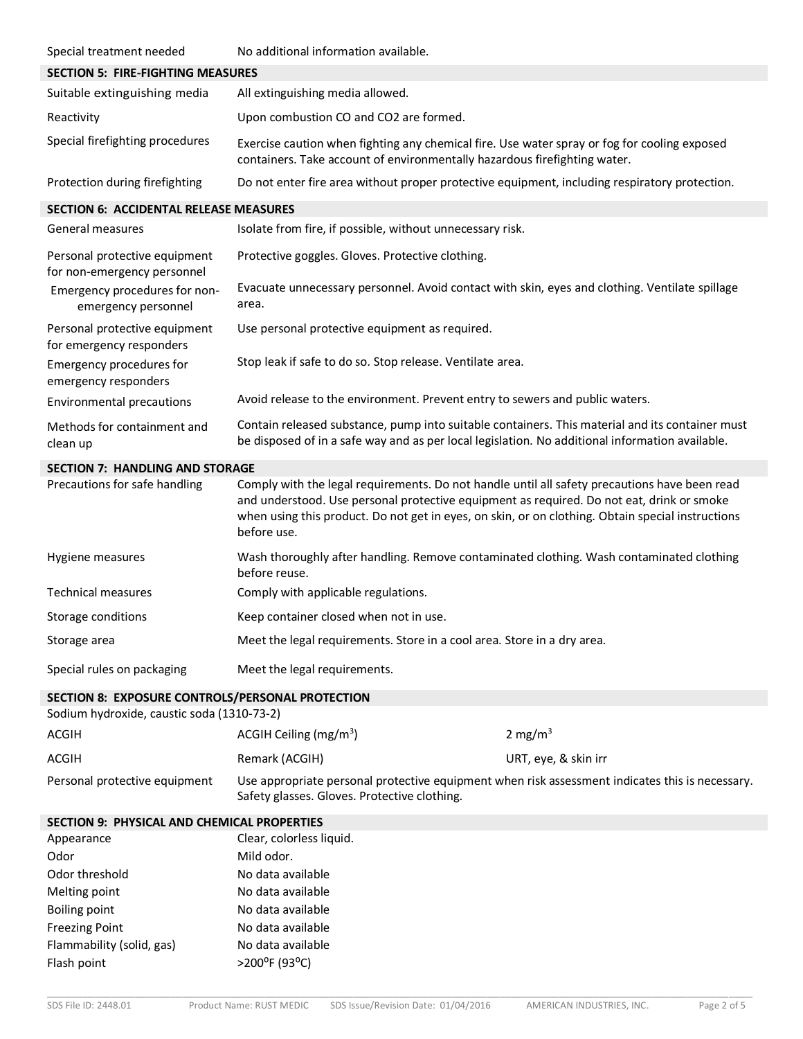| | |
|---|---|
| Special treatment needed | No additional information available. |

## SECTION 5: FIRE-FIGHTING MEASURES

| | |
|---|---|
| Suitable extinguishing media | All extinguishing media allowed. |
| Reactivity | Upon combustion CO and $CO_2$ are formed. |
| Special firefighting procedures | Exercise caution when fighting any chemical fire. Use water spray or fog for cooling exposed containers. Take account of environmentally hazardous firefighting water. |
| Protection during firefighting | Do not enter fire area without proper protective equipment, including respiratory protection. |

## SECTION 6: ACCIDENTAL RELEASE MEASURES

| | |
|---|---|
| General measures | Isolate from fire, if possible, without unnecessary risk. |
| Personal protective equipment for non-emergency personnel | Protective goggles. Gloves. Protective clothing. |
| Emergency procedures for non-emergency personnel | Evacuate unnecessary personnel. Avoid contact with skin, eyes and clothing. Ventilate spillage area. |
| Personal protective equipment for emergency responders | Use personal protective equipment as required. |
| Emergency procedures for emergency responders | Stop leak if safe to do so. Stop release. Ventilate area. |
| Environmental precautions | Avoid release to the environment. Prevent entry to sewers and public waters. |
| Methods for containment and clean up | Contain released substance, pump into suitable containers. This material and its container must be disposed of in a safe way and as per local legislation. No additional information available. |

## SECTION 7: HANDLING AND STORAGE

| | |
|---|---|
| Precautions for safe handling | Comply with the legal requirements. Do not handle until all safety precautions have been read and understood. Use personal protective equipment as required. Do not eat, drink or smoke when using this product. Do not get in eyes, on skin, or on clothing. Obtain special instructions before use. |
| Hygiene measures | Wash thoroughly after handling. Remove contaminated clothing. Wash contaminated clothing before reuse. |
| Technical measures | Comply with applicable regulations. |
| Storage conditions | Keep container closed when not in use. |
| Storage area | Meet the legal requirements. Store in a cool area. Store in a dry area. |
| Special rules on packaging | Meet the legal requirements. |

## SECTION 8: EXPOSURE CONTROLS/PERSONAL PROTECTION

Sodium hydroxide, caustic soda (1310-73-2)

| | | |
|---|---|---|
| ACGIH | ACGIH Ceiling ($mg/m^3$) | 2 $mg/m^3$ |
| ACGIH | Remark (ACGIH) | URT, eye, & skin irr |
| Personal protective equipment | Use appropriate personal protective equipment when risk assessment indicates this is necessary. Safety glasses. Gloves. Protective clothing. | |

## SECTION 9: PHYSICAL AND CHEMICAL PROPERTIES

| | |
|---|---|
| Appearance | Clear, colorless liquid. |
| Odor | Mild odor. |
| Odor threshold | No data available |
| Melting point | No data available |
| Boiling point | No data available |
| Freezing Point | No data available |
| Flammability (solid, gas) | No data available |
| Flash point | >200°F (93°C) |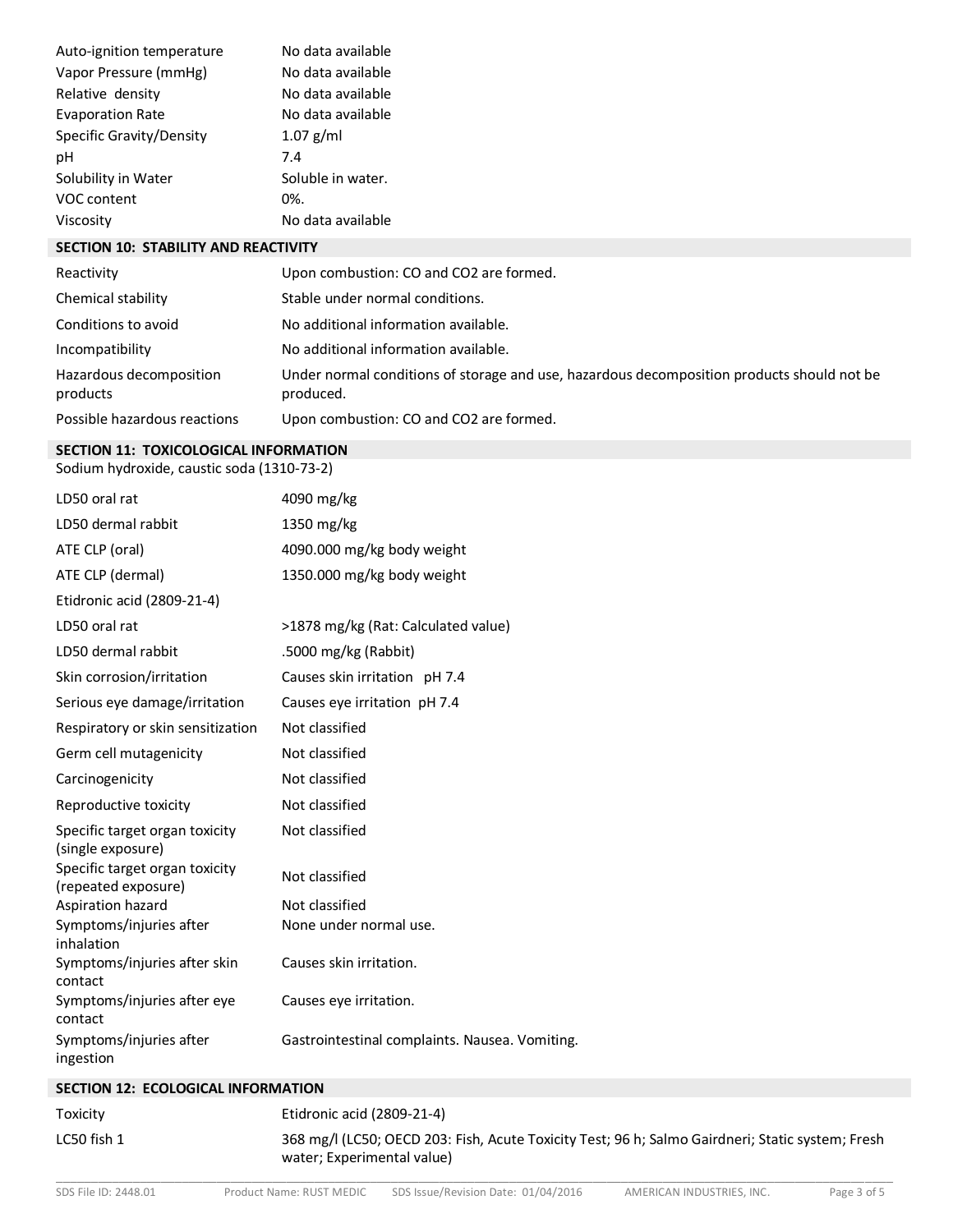| | |
|---|---|
| Auto-ignition temperature | No data available |
| Vapor Pressure (mmHg) | No data available |
| Relative density | No data available |
| Evaporation Rate | No data available |
| Specific Gravity/Density | 1.07 g/ml |
| pH | 7.4 |
| Solubility in Water | Soluble in water. |
| VOC content | 0%. |
| Viscosity | No data available |

## SECTION 10: STABILITY AND REACTIVITY

| | |
|---|---|
| Reactivity | Upon combustion: CO and $CO_2$ are formed. |
| Chemical stability | Stable under normal conditions. |
| Conditions to avoid | No additional information available. |
| Incompatibility | No additional information available. |
| Hazardous decomposition products | Under normal conditions of storage and use, hazardous decomposition products should not be produced. |
| Possible hazardous reactions | Upon combustion: CO and $CO_2$ are formed. |

## SECTION 11: TOXICOLOGICAL INFORMATION

Sodium hydroxide, caustic soda (1310-73-2)

| | |
|---|---|
| LD50 oral rat | 4090 mg/kg |
| LD50 dermal rabbit | 1350 mg/kg |
| ATE CLP (oral) | 4090.000 mg/kg body weight |
| ATE CLP (dermal) | 1350.000 mg/kg body weight |
| Etidronic acid (2809-21-4) | |
| LD50 oral rat | >1878 mg/kg (Rat: Calculated value) |
| LD50 dermal rabbit | .5000 mg/kg (Rabbit) |
| Skin corrosion/irritation | Causes skin irritation pH 7.4 |
| Serious eye damage/irritation | Causes eye irritation pH 7.4 |
| Respiratory or skin sensitization | Not classified |
| Germ cell mutagenicity | Not classified |
| Carcinogenicity | Not classified |
| Reproductive toxicity | Not classified |
| Specific target organ toxicity (single exposure) | Not classified |
| Specific target organ toxicity (repeated exposure) | Not classified |
| Aspiration hazard | Not classified |
| Symptoms/injuries after inhalation | None under normal use. |
| Symptoms/injuries after skin contact | Causes skin irritation. |
| Symptoms/injuries after eye contact | Causes eye irritation. |
| Symptoms/injuries after ingestion | Gastrointestinal complaints. Nausea. Vomiting. |

## SECTION 12: ECOLOGICAL INFORMATION

| | |
|---|---|
| Toxicity | Etidronic acid (2809-21-4) |
| LC50 fish 1 | 368 mg/l (LC50; OECD 203: Fish, Acute Toxicity Test; 96 h; Salmo Gairdneri; Static system; Fresh water; Experimental value) |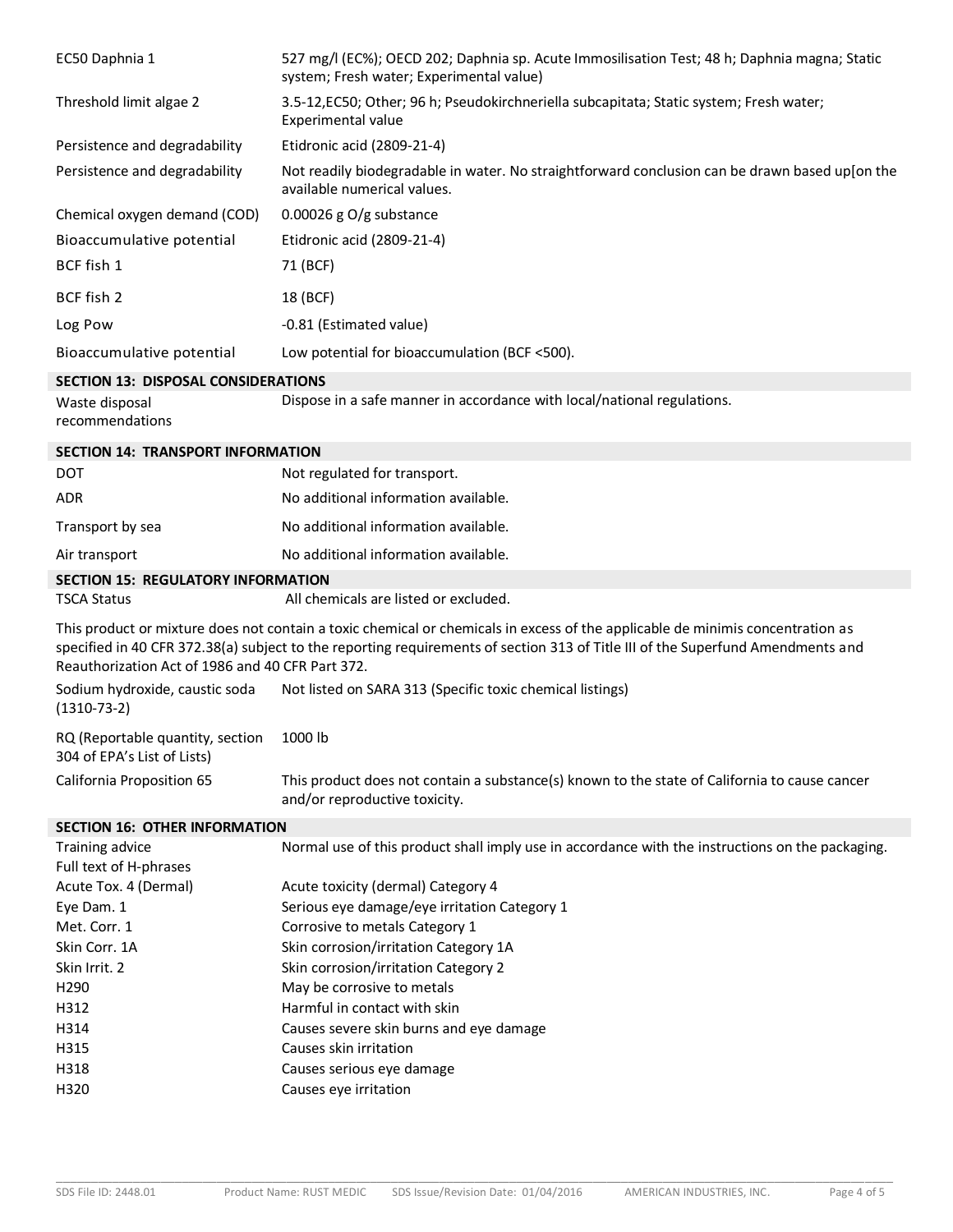| | |
|---|---|
| EC50 Daphnia 1 | 527 mg/l (EC%); OECD 202; Daphnia sp. Acute Immosilisation Test; 48 h; Daphnia magna; Static system; Fresh water; Experimental value) |
| Threshold limit algae 2 | 3.5-12,EC50; Other; 96 h; Pseudokirchneriella subcapitata; Static system; Fresh water; Experimental value |
| Persistence and degradability | Etidronic acid (2809-21-4) |
| Persistence and degradability | Not readily biodegradable in water. No straightforward conclusion can be drawn based up[on the available numerical values. |
| Chemical oxygen demand (COD) | 0.00026 g O/g substance |
| Bioaccumulative potential | Etidronic acid (2809-21-4) |
| BCF fish 1 | 71 (BCF) |
| BCF fish 2 | 18 (BCF) |
| Log Pow | -0.81 (Estimated value) |
| Bioaccumulative potential | Low potential for bioaccumulation (BCF <500). |

## SECTION 13: DISPOSAL CONSIDERATIONS

| | |
|---|---|
| Waste disposal recommendations | Dispose in a safe manner in accordance with local/national regulations. |

## SECTION 14: TRANSPORT INFORMATION

| | |
|---|---|
| DOT | Not regulated for transport. |
| ADR | No additional information available. |
| Transport by sea | No additional information available. |
| Air transport | No additional information available. |

## SECTION 15: REGULATORY INFORMATION

| | |
|---|---|
| TSCA Status | All chemicals are listed or excluded. |

This product or mixture does not contain a toxic chemical or chemicals in excess of the applicable de minimis concentration as specified in 40 CFR 372.38(a) subject to the reporting requirements of section 313 of Title III of the Superfund Amendments and Reauthorization Act of 1986 and 40 CFR Part 372.

| | |
|---|---|
| Sodium hydroxide, caustic soda (1310-73-2) | Not listed on SARA 313 (Specific toxic chemical listings) |
| RQ (Reportable quantity, section 304 of EPA's List of Lists) | 1000 lb |
| California Proposition 65 | This product does not contain a substance(s) known to the state of California to cause cancer and/or reproductive toxicity. |

## SECTION 16: OTHER INFORMATION

| | |
|---|---|
| Training advice | Normal use of this product shall imply use in accordance with the instructions on the packaging. |
| Full text of H-phrases | |
| Acute Tox. 4 (Dermal) | Acute toxicity (dermal) Category 4 |
| Eye Dam. 1 | Serious eye damage/eye irritation Category 1 |
| Met. Corr. 1 | Corrosive to metals Category 1 |
| Skin Corr. 1A | Skin corrosion/irritation Category 1A |
| Skin Irrit. 2 | Skin corrosion/irritation Category 2 |
| H290 | May be corrosive to metals |
| H312 | Harmful in contact with skin |
| H314 | Causes severe skin burns and eye damage |
| H315 | Causes skin irritation |
| H318 | Causes serious eye damage |
| H320 | Causes eye irritation |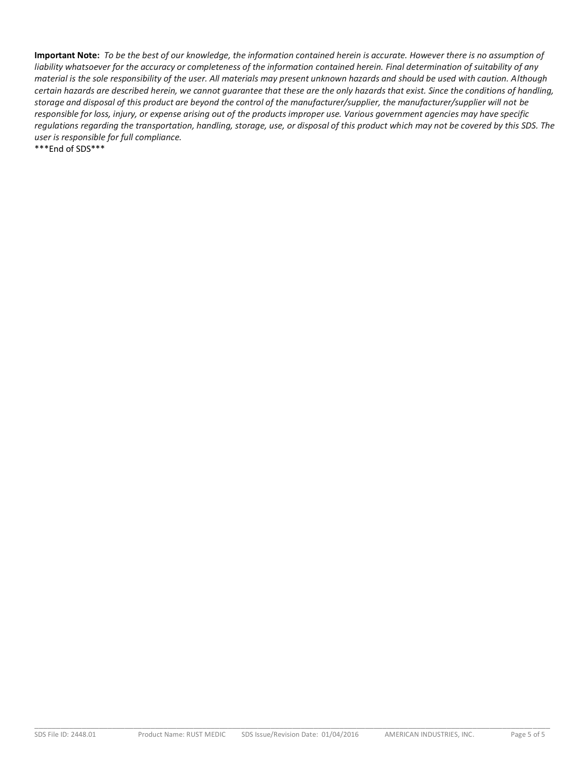**Important Note:** *To be the best of our knowledge, the information contained herein is accurate. However there is no assumption of liability whatsoever for the accuracy or completeness of the information contained herein. Final determination of suitability of any material is the sole responsibility of the user. All materials may present unknown hazards and should be used with caution. Although certain hazards are described herein, we cannot guarantee that these are the only hazards that exist. Since the conditions of handling, storage and disposal of this product are beyond the control of the manufacturer/supplier, the manufacturer/supplier will not be responsible for loss, injury, or expense arising out of the products improper use. Various government agencies may have specific regulations regarding the transportation, handling, storage, use, or disposal of this product which may not be covered by this SDS. The user is responsible for full compliance.*

***End of SDS***